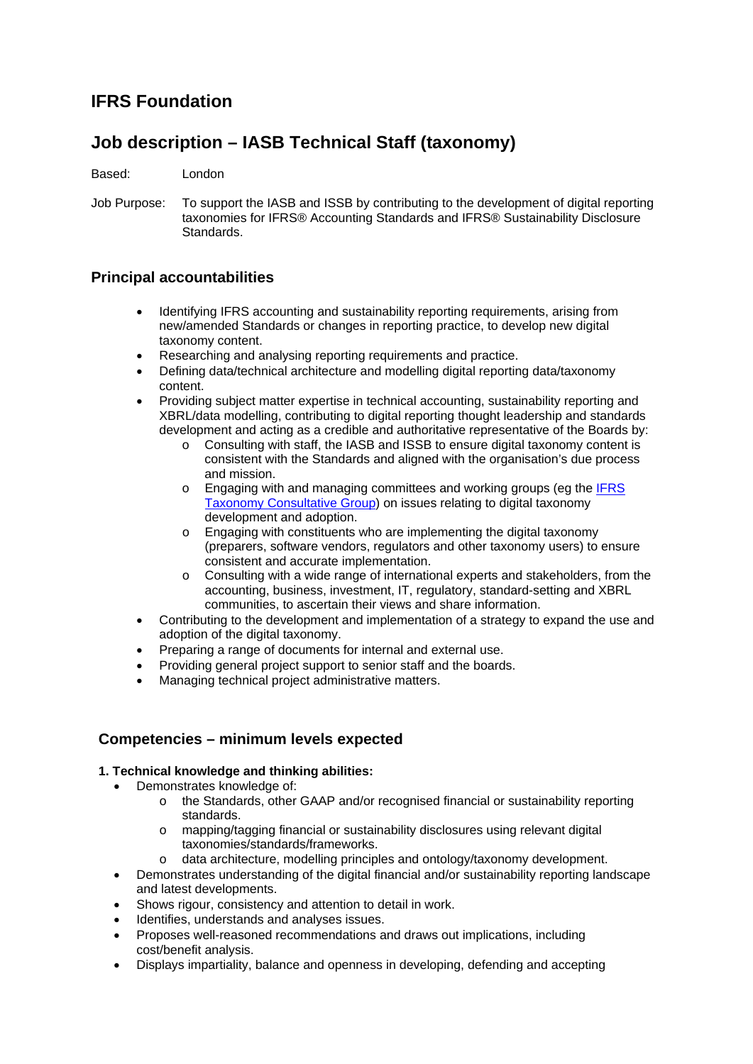# IFRS Foundation

## Job description – IASB Technical Staff (taxonomy)

Based: London

Job Purpose: To support the IASB and ISSB by contributing to the development of digital reporting taxonomies for IFRS® Accounting Standards and IFRS® Sustainability Disclosure Standards.

### Principal accountabilities

- Identifying IFRS accounting and sustainability reporting requirements, arising from new/amended Standards or changes in reporting practice, to develop new digital taxonomy content.
- Researching and analysing reporting requirements and practice.
- Defining data/technical architecture and modelling digital reporting data/taxonomy content.
- Providing subject matter expertise in technical accounting, sustainability reporting and XBRL/data modelling, contributing to digital reporting thought leadership and standards development and acting as a credible and authoritative representative of the Boards by:
    - Consulting with staff, the IASB and ISSB to ensure digital taxonomy content is consistent with the Standards and aligned with the organisation's due process and mission.
    - Engaging with and managing committees and working groups (eg the IFRS Taxonomy Consultative Group) on issues relating to digital taxonomy development and adoption.
    - Engaging with constituents who are implementing the digital taxonomy (preparers, software vendors, regulators and other taxonomy users) to ensure consistent and accurate implementation.
    - Consulting with a wide range of international experts and stakeholders, from the accounting, business, investment, IT, regulatory, standard-setting and XBRL communities, to ascertain their views and share information.
- Contributing to the development and implementation of a strategy to expand the use and adoption of the digital taxonomy.
- Preparing a range of documents for internal and external use.
- Providing general project support to senior staff and the boards.
- Managing technical project administrative matters.

### Competencies – minimum levels expected

**1. Technical knowledge and thinking abilities:**

- Demonstrates knowledge of:
    - the Standards, other GAAP and/or recognised financial or sustainability reporting standards.
    - mapping/tagging financial or sustainability disclosures using relevant digital taxonomies/standards/frameworks.
    - data architecture, modelling principles and ontology/taxonomy development.
- Demonstrates understanding of the digital financial and/or sustainability reporting landscape and latest developments.
- Shows rigour, consistency and attention to detail in work.
- Identifies, understands and analyses issues.
- Proposes well-reasoned recommendations and draws out implications, including cost/benefit analysis.
- Displays impartiality, balance and openness in developing, defending and accepting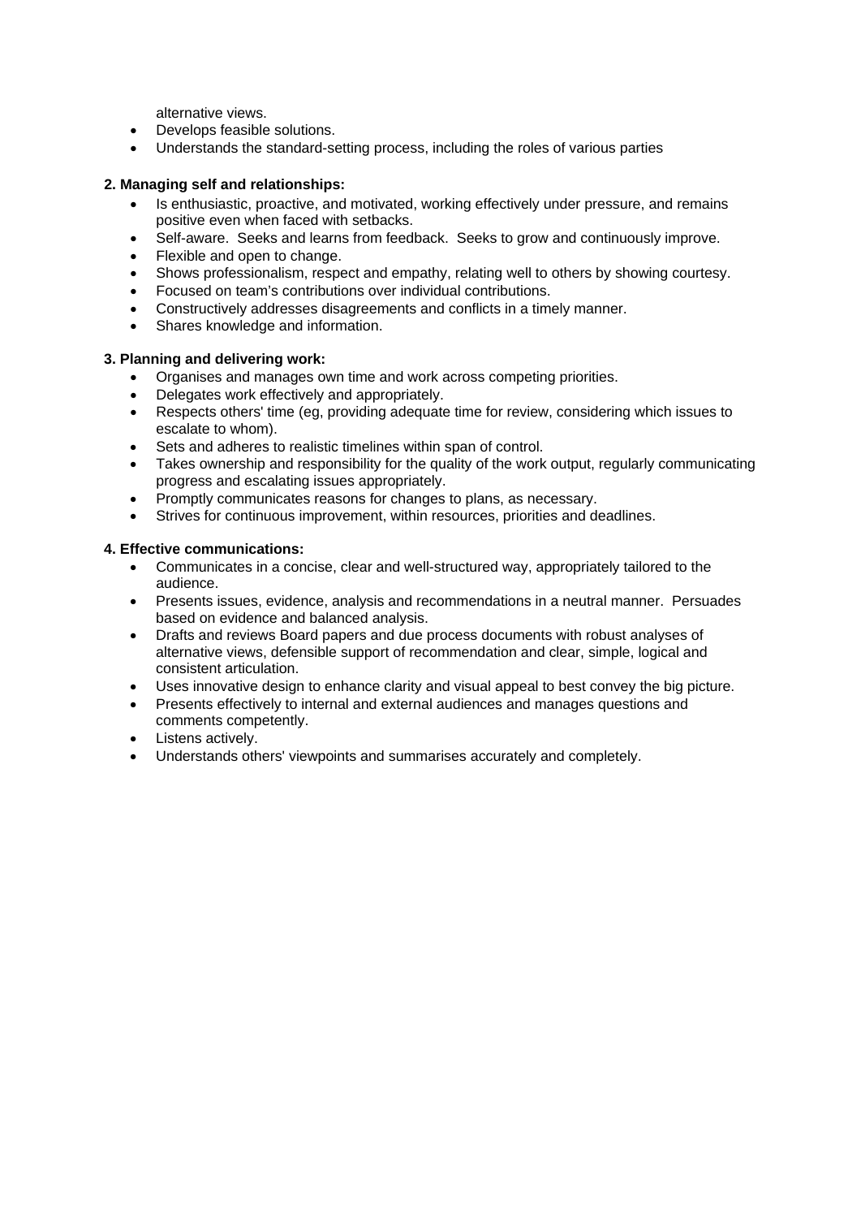alternative views.

- Develops feasible solutions.
- Understands the standard-setting process, including the roles of various parties

**2. Managing self and relationships:**

- Is enthusiastic, proactive, and motivated, working effectively under pressure, and remains positive even when faced with setbacks.
- Self-aware. Seeks and learns from feedback. Seeks to grow and continuously improve.
- Flexible and open to change.
- Shows professionalism, respect and empathy, relating well to others by showing courtesy.
- Focused on team's contributions over individual contributions.
- Constructively addresses disagreements and conflicts in a timely manner.
- Shares knowledge and information.

**3. Planning and delivering work:**

- Organises and manages own time and work across competing priorities.
- Delegates work effectively and appropriately.
- Respects others' time (eg, providing adequate time for review, considering which issues to escalate to whom).
- Sets and adheres to realistic timelines within span of control.
- Takes ownership and responsibility for the quality of the work output, regularly communicating progress and escalating issues appropriately.
- Promptly communicates reasons for changes to plans, as necessary.
- Strives for continuous improvement, within resources, priorities and deadlines.

**4. Effective communications:**

- Communicates in a concise, clear and well-structured way, appropriately tailored to the audience.
- Presents issues, evidence, analysis and recommendations in a neutral manner. Persuades based on evidence and balanced analysis.
- Drafts and reviews Board papers and due process documents with robust analyses of alternative views, defensible support of recommendation and clear, simple, logical and consistent articulation.
- Uses innovative design to enhance clarity and visual appeal to best convey the big picture.
- Presents effectively to internal and external audiences and manages questions and comments competently.
- Listens actively.
- Understands others' viewpoints and summarises accurately and completely.